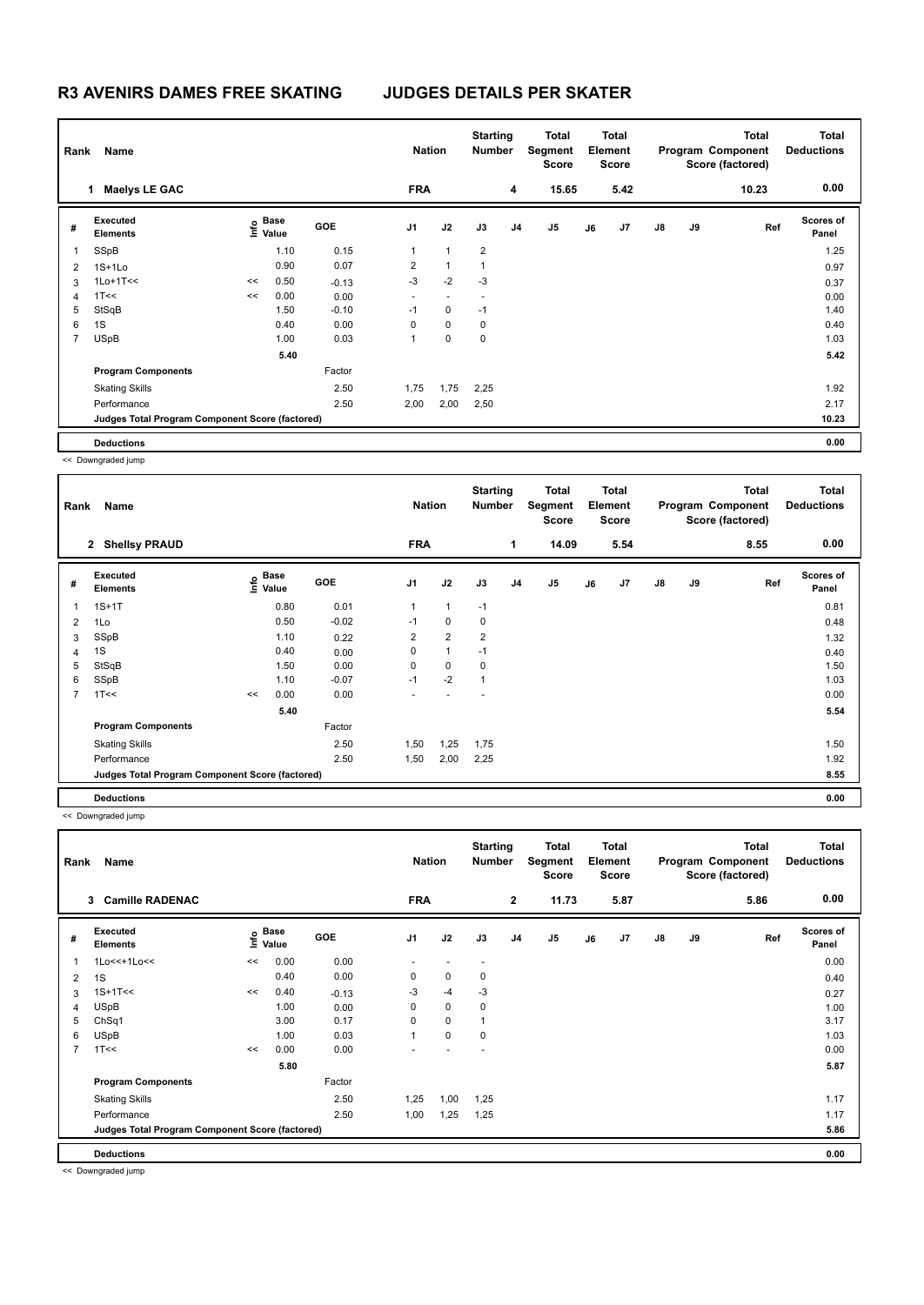# R3 AVENIRS DAMES FREE SKATING JUDGES DETAILS PER SKATER

| Rank | Name | Nation | Starting Number | Total Segment Score | Total Element Score | Total Program Component Score (factored) | Total Deductions |
|---|---|---|---|---|---|---|---|
| 1 | Maelys LE GAC | FRA | 4 | 15.65 | 5.42 | 10.23 | 0.00 |

| # | Executed Elements | Info | Base Value | GOE | J1 | J2 | J3 | J4 | J5 | J6 | J7 | J8 | J9 | Ref | Scores of Panel |
|---|---|---|---|---|---|---|---|---|---|---|---|---|---|---|---|
| 1 | SSpB | | 1.10 | 0.15 | 1 | 1 | 2 | | | | | | | | 1.25 |
| 2 | 1S+1Lo | | 0.90 | 0.07 | 2 | 1 | 1 | | | | | | | | 0.97 |
| 3 | 1Lo+1T<< | << | 0.50 | -0.13 | -3 | -2 | -3 | | | | | | | | 0.37 |
| 4 | 1T<< | << | 0.00 | 0.00 | - | - | - | | | | | | | | 0.00 |
| 5 | StSqB | | 1.50 | -0.10 | -1 | 0 | -1 | | | | | | | | 1.40 |
| 6 | 1S | | 0.40 | 0.00 | 0 | 0 | 0 | | | | | | | | 0.40 |
| 7 | USpB | | 1.00 | 0.03 | 1 | 0 | 0 | | | | | | | | 1.03 |
| | | | 5.40 | | | | | | | | | | | | 5.42 |
| | Program Components | | | Factor | | | | | | | | | | | |
| | Skating Skills | | | 2.50 | 1,75 | 1,75 | 2,25 | | | | | | | | 1.92 |
| | Performance | | | 2.50 | 2,00 | 2,00 | 2,50 | | | | | | | | 2.17 |
| | Judges Total Program Component Score (factored) | | | | | | | | | | | | | | 10.23 |
| | Deductions | | | | | | | | | | | | | | 0.00 |

<< Downgraded jump

| Rank | Name | Nation | Starting Number | Total Segment Score | Total Element Score | Total Program Component Score (factored) | Total Deductions |
|---|---|---|---|---|---|---|---|
| 2 | Shellsy PRAUD | FRA | 1 | 14.09 | 5.54 | 8.55 | 0.00 |

| # | Executed Elements | Info | Base Value | GOE | J1 | J2 | J3 | J4 | J5 | J6 | J7 | J8 | J9 | Ref | Scores of Panel |
|---|---|---|---|---|---|---|---|---|---|---|---|---|---|---|---|
| 1 | 1S+1T | | 0.80 | 0.01 | 1 | 1 | -1 | | | | | | | | 0.81 |
| 2 | 1Lo | | 0.50 | -0.02 | -1 | 0 | 0 | | | | | | | | 0.48 |
| 3 | SSpB | | 1.10 | 0.22 | 2 | 2 | 2 | | | | | | | | 1.32 |
| 4 | 1S | | 0.40 | 0.00 | 0 | 1 | -1 | | | | | | | | 0.40 |
| 5 | StSqB | | 1.50 | 0.00 | 0 | 0 | 0 | | | | | | | | 1.50 |
| 6 | SSpB | | 1.10 | -0.07 | -1 | -2 | 1 | | | | | | | | 1.03 |
| 7 | 1T<< | << | 0.00 | 0.00 | - | - | - | | | | | | | | 0.00 |
| | | | 5.40 | | | | | | | | | | | | 5.54 |
| | Program Components | | | Factor | | | | | | | | | | | |
| | Skating Skills | | | 2.50 | 1,50 | 1,25 | 1,75 | | | | | | | | 1.50 |
| | Performance | | | 2.50 | 1,50 | 2,00 | 2,25 | | | | | | | | 1.92 |
| | Judges Total Program Component Score (factored) | | | | | | | | | | | | | | 8.55 |
| | Deductions | | | | | | | | | | | | | | 0.00 |

<< Downgraded jump

| Rank | Name | Nation | Starting Number | Total Segment Score | Total Element Score | Total Program Component Score (factored) | Total Deductions |
|---|---|---|---|---|---|---|---|
| 3 | Camille RADENAC | FRA | 2 | 11.73 | 5.87 | 5.86 | 0.00 |

| # | Executed Elements | Info | Base Value | GOE | J1 | J2 | J3 | J4 | J5 | J6 | J7 | J8 | J9 | Ref | Scores of Panel |
|---|---|---|---|---|---|---|---|---|---|---|---|---|---|---|---|
| 1 | 1Lo<<+1Lo<< | << | 0.00 | 0.00 | - | - | - | | | | | | | | 0.00 |
| 2 | 1S | | 0.40 | 0.00 | 0 | 0 | 0 | | | | | | | | 0.40 |
| 3 | 1S+1T<< | << | 0.40 | -0.13 | -3 | -4 | -3 | | | | | | | | 0.27 |
| 4 | USpB | | 1.00 | 0.00 | 0 | 0 | 0 | | | | | | | | 1.00 |
| 5 | ChSq1 | | 3.00 | 0.17 | 0 | 0 | 1 | | | | | | | | 3.17 |
| 6 | USpB | | 1.00 | 0.03 | 1 | 0 | 0 | | | | | | | | 1.03 |
| 7 | 1T<< | << | 0.00 | 0.00 | - | - | - | | | | | | | | 0.00 |
| | | | 5.80 | | | | | | | | | | | | 5.87 |
| | Program Components | | | Factor | | | | | | | | | | | |
| | Skating Skills | | | 2.50 | 1,25 | 1,00 | 1,25 | | | | | | | | 1.17 |
| | Performance | | | 2.50 | 1,00 | 1,25 | 1,25 | | | | | | | | 1.17 |
| | Judges Total Program Component Score (factored) | | | | | | | | | | | | | | 5.86 |
| | Deductions | | | | | | | | | | | | | | 0.00 |

<< Downgraded jump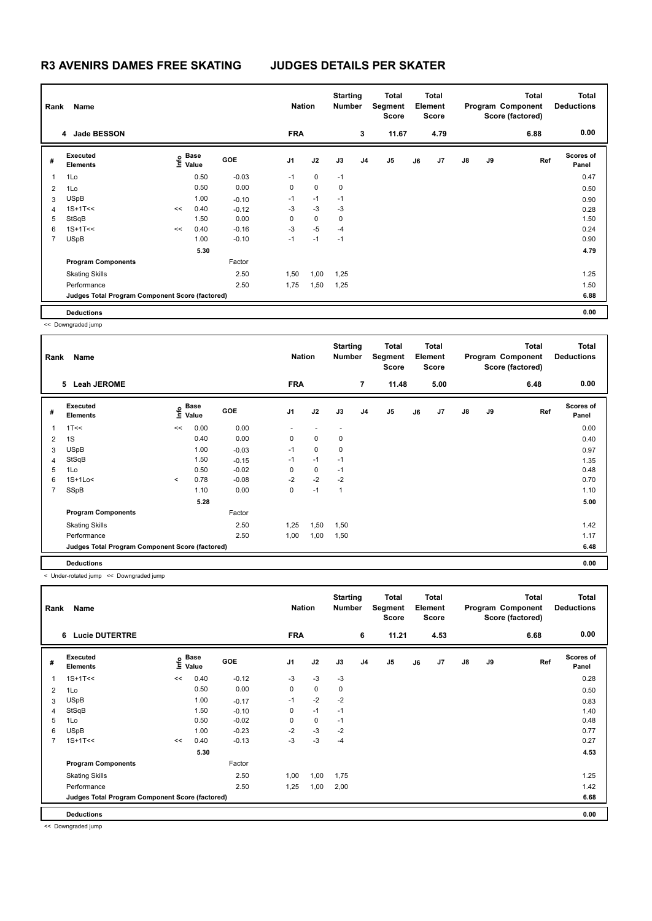# R3 AVENIRS DAMES FREE SKATING JUDGES DETAILS PER SKATER

| Rank | Name | Nation | Starting Number | Total Segment Score | Total Element Score | Total Program Component Score (factored) | Total Deductions |
|---|---|---|---|---|---|---|---|
| 4 | Jade BESSON | FRA | 3 | 11.67 | 4.79 | 6.88 | 0.00 |

| # | Executed Elements | Info | Base Value | GOE | J1 | J2 | J3 | J4 | J5 | J6 | J7 | J8 | J9 | Ref | Scores of Panel |
|---|---|---|---|---|---|---|---|---|---|---|---|---|---|---|---|
| 1 | 1Lo | | 0.50 | -0.03 | -1 | 0 | -1 | | | | | | | | 0.47 |
| 2 | 1Lo | | 0.50 | 0.00 | 0 | 0 | 0 | | | | | | | | 0.50 |
| 3 | USpB | | 1.00 | -0.10 | -1 | -1 | -1 | | | | | | | | 0.90 |
| 4 | 1S+1T<< | << | 0.40 | -0.12 | -3 | -3 | -3 | | | | | | | | 0.28 |
| 5 | StSqB | | 1.50 | 0.00 | 0 | 0 | 0 | | | | | | | | 1.50 |
| 6 | 1S+1T<< | << | 0.40 | -0.16 | -3 | -5 | -4 | | | | | | | | 0.24 |
| 7 | USpB | | 1.00 | -0.10 | -1 | -1 | -1 | | | | | | | | 0.90 |
| | | | 5.30 | | | | | | | | | | | | 4.79 |
| | **Program Components** | | | Factor | | | | | | | | | | | |
| | Skating Skills | | | 2.50 | 1,50 | 1,00 | 1,25 | | | | | | | | 1.25 |
| | Performance | | | 2.50 | 1,75 | 1,50 | 1,25 | | | | | | | | 1.50 |
| | Judges Total Program Component Score (factored) | | | | | | | | | | | | | | 6.88 |
| | **Deductions** | | | | | | | | | | | | | | 0.00 |

<< Downgraded jump

| Rank | Name | Nation | Starting Number | Total Segment Score | Total Element Score | Total Program Component Score (factored) | Total Deductions |
|---|---|---|---|---|---|---|---|
| 5 | Leah JEROME | FRA | 7 | 11.48 | 5.00 | 6.48 | 0.00 |

| # | Executed Elements | Info | Base Value | GOE | J1 | J2 | J3 | J4 | J5 | J6 | J7 | J8 | J9 | Ref | Scores of Panel |
|---|---|---|---|---|---|---|---|---|---|---|---|---|---|---|---|
| 1 | 1T<< | << | 0.00 | 0.00 | - | - | - | | | | | | | | 0.00 |
| 2 | 1S | | 0.40 | 0.00 | 0 | 0 | 0 | | | | | | | | 0.40 |
| 3 | USpB | | 1.00 | -0.03 | -1 | 0 | 0 | | | | | | | | 0.97 |
| 4 | StSqB | | 1.50 | -0.15 | -1 | -1 | -1 | | | | | | | | 1.35 |
| 5 | 1Lo | | 0.50 | -0.02 | 0 | 0 | -1 | | | | | | | | 0.48 |
| 6 | 1S+1Lo< | < | 0.78 | -0.08 | -2 | -2 | -2 | | | | | | | | 0.70 |
| 7 | SSpB | | 1.10 | 0.00 | 0 | -1 | 1 | | | | | | | | 1.10 |
| | | | 5.28 | | | | | | | | | | | | 5.00 |
| | **Program Components** | | | Factor | | | | | | | | | | | |
| | Skating Skills | | | 2.50 | 1,25 | 1,50 | 1,50 | | | | | | | | 1.42 |
| | Performance | | | 2.50 | 1,00 | 1,00 | 1,50 | | | | | | | | 1.17 |
| | Judges Total Program Component Score (factored) | | | | | | | | | | | | | | 6.48 |
| | **Deductions** | | | | | | | | | | | | | | 0.00 |

< Under-rotated jump << Downgraded jump

| Rank | Name | Nation | Starting Number | Total Segment Score | Total Element Score | Total Program Component Score (factored) | Total Deductions |
|---|---|---|---|---|---|---|---|
| 6 | Lucie DUTERTRE | FRA | 6 | 11.21 | 4.53 | 6.68 | 0.00 |

| # | Executed Elements | Info | Base Value | GOE | J1 | J2 | J3 | J4 | J5 | J6 | J7 | J8 | J9 | Ref | Scores of Panel |
|---|---|---|---|---|---|---|---|---|---|---|---|---|---|---|---|
| 1 | 1S+1T<< | << | 0.40 | -0.12 | -3 | -3 | -3 | | | | | | | | 0.28 |
| 2 | 1Lo | | 0.50 | 0.00 | 0 | 0 | 0 | | | | | | | | 0.50 |
| 3 | USpB | | 1.00 | -0.17 | -1 | -2 | -2 | | | | | | | | 0.83 |
| 4 | StSqB | | 1.50 | -0.10 | 0 | -1 | -1 | | | | | | | | 1.40 |
| 5 | 1Lo | | 0.50 | -0.02 | 0 | 0 | -1 | | | | | | | | 0.48 |
| 6 | USpB | | 1.00 | -0.23 | -2 | -3 | -2 | | | | | | | | 0.77 |
| 7 | 1S+1T<< | << | 0.40 | -0.13 | -3 | -3 | -4 | | | | | | | | 0.27 |
| | | | 5.30 | | | | | | | | | | | | 4.53 |
| | **Program Components** | | | Factor | | | | | | | | | | | |
| | Skating Skills | | | 2.50 | 1,00 | 1,00 | 1,75 | | | | | | | | 1.25 |
| | Performance | | | 2.50 | 1,25 | 1,00 | 2,00 | | | | | | | | 1.42 |
| | Judges Total Program Component Score (factored) | | | | | | | | | | | | | | 6.68 |
| | **Deductions** | | | | | | | | | | | | | | 0.00 |

<< Downgraded jump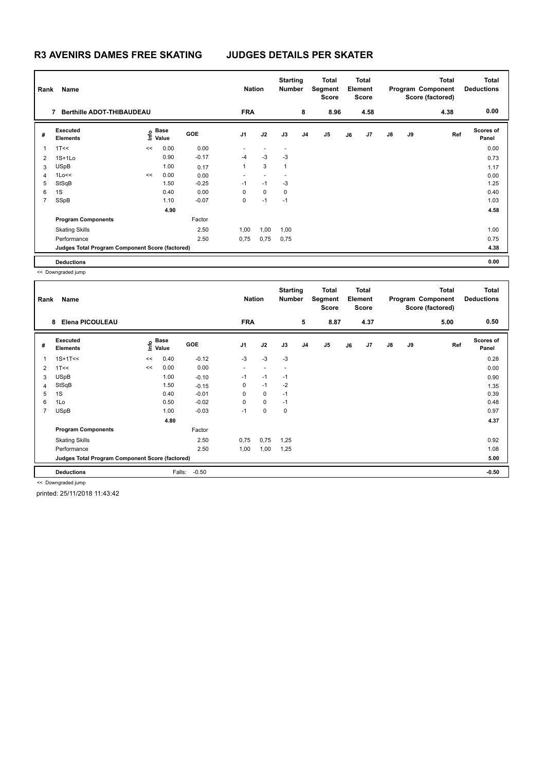# R3 AVENIRS DAMES FREE SKATING JUDGES DETAILS PER SKATER

| Rank | Name | Nation | Starting Number | Total Segment Score | Total Element Score | Total Program Component Score (factored) | Total Deductions |
|---|---|---|---|---|---|---|---|
| 7 | Berthille ADOT-THIBAUDEAU | FRA | 8 | 8.96 | 4.58 | 4.38 | 0.00 |

| # | Executed Elements | Info | Base Value | GOE | J1 | J2 | J3 | J4 | J5 | J6 | J7 | J8 | J9 | Ref | Scores of Panel |
|---|---|---|---|---|---|---|---|---|---|---|---|---|---|---|---|
| 1 | 1T<< | << | 0.00 | 0.00 | - | - | - | | | | | | | | 0.00 |
| 2 | 1S+1Lo | | 0.90 | -0.17 | -4 | -3 | -3 | | | | | | | | 0.73 |
| 3 | USpB | | 1.00 | 0.17 | 1 | 3 | 1 | | | | | | | | 1.17 |
| 4 | 1Lo<< | << | 0.00 | 0.00 | - | - | - | | | | | | | | 0.00 |
| 5 | StSqB | | 1.50 | -0.25 | -1 | -1 | -3 | | | | | | | | 1.25 |
| 6 | 1S | | 0.40 | 0.00 | 0 | 0 | 0 | | | | | | | | 0.40 |
| 7 | SSpB | | 1.10 | -0.07 | 0 | -1 | -1 | | | | | | | | 1.03 |
| | | | 4.90 | | | | | | | | | | | | 4.58 |
| | Program Components | | | Factor | | | | | | | | | | | |
| | Skating Skills | | | 2.50 | 1,00 | 1,00 | 1,00 | | | | | | | | 1.00 |
| | Performance | | | 2.50 | 0,75 | 0,75 | 0,75 | | | | | | | | 0.75 |
| | Judges Total Program Component Score (factored) | | | | | | | | | | | | | | 4.38 |
| | Deductions | | | | | | | | | | | | | | 0.00 |

<< Downgraded jump

| Rank | Name | Nation | Starting Number | Total Segment Score | Total Element Score | Total Program Component Score (factored) | Total Deductions |
|---|---|---|---|---|---|---|---|
| 8 | Elena PICOULEAU | FRA | 5 | 8.87 | 4.37 | 5.00 | 0.50 |

| # | Executed Elements | Info | Base Value | GOE | J1 | J2 | J3 | J4 | J5 | J6 | J7 | J8 | J9 | Ref | Scores of Panel |
|---|---|---|---|---|---|---|---|---|---|---|---|---|---|---|---|
| 1 | 1S+1T<< | << | 0.40 | -0.12 | -3 | -3 | -3 | | | | | | | | 0.28 |
| 2 | 1T<< | << | 0.00 | 0.00 | - | - | - | | | | | | | | 0.00 |
| 3 | USpB | | 1.00 | -0.10 | -1 | -1 | -1 | | | | | | | | 0.90 |
| 4 | StSqB | | 1.50 | -0.15 | 0 | -1 | -2 | | | | | | | | 1.35 |
| 5 | 1S | | 0.40 | -0.01 | 0 | 0 | -1 | | | | | | | | 0.39 |
| 6 | 1Lo | | 0.50 | -0.02 | 0 | 0 | -1 | | | | | | | | 0.48 |
| 7 | USpB | | 1.00 | -0.03 | -1 | 0 | 0 | | | | | | | | 0.97 |
| | | | 4.80 | | | | | | | | | | | | 4.37 |
| | Program Components | | | Factor | | | | | | | | | | | |
| | Skating Skills | | | 2.50 | 0,75 | 0,75 | 1,25 | | | | | | | | 0.92 |
| | Performance | | | 2.50 | 1,00 | 1,00 | 1,25 | | | | | | | | 1.08 |
| | Judges Total Program Component Score (factored) | | | | | | | | | | | | | | 5.00 |
| | Deductions | | | Falls: -0.50 | | | | | | | | | | | -0.50 |

<< Downgraded jump

printed: 25/11/2018 11:43:42